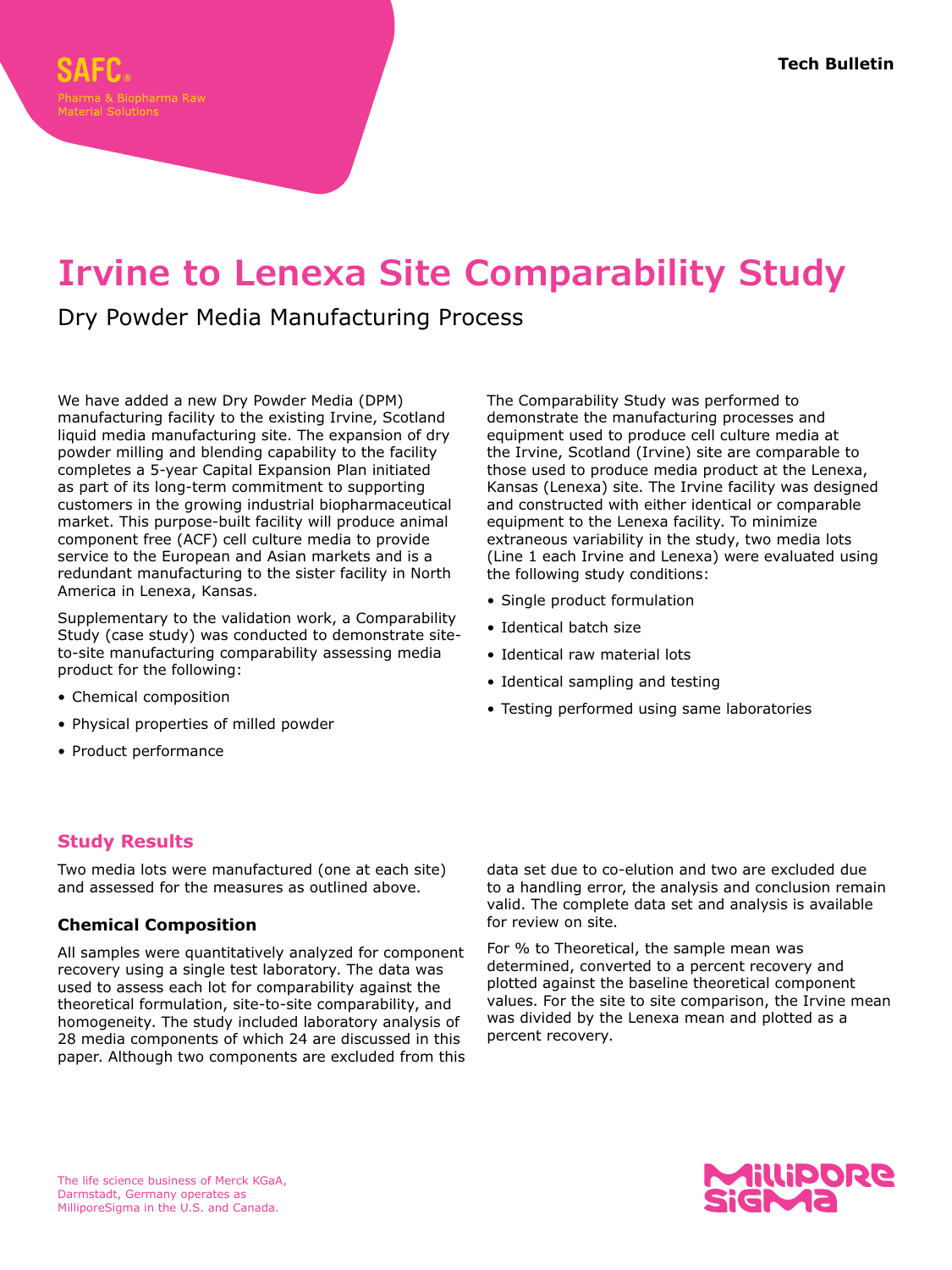SAFC®

Pharma & Biopharma Raw Material Solutions

Tech Bulletin

# Irvine to Lenexa Site Comparability Study

## Dry Powder Media Manufacturing Process

We have added a new Dry Powder Media (DPM) manufacturing facility to the existing Irvine, Scotland liquid media manufacturing site. The expansion of dry powder milling and blending capability to the facility completes a 5-year Capital Expansion Plan initiated as part of its long-term commitment to supporting customers in the growing industrial biopharmaceutical market. This purpose-built facility will produce animal component free (ACF) cell culture media to provide service to the European and Asian markets and is a redundant manufacturing to the sister facility in North America in Lenexa, Kansas.

Supplementary to the validation work, a Comparability Study (case study) was conducted to demonstrate site-to-site manufacturing comparability assessing media product for the following:

- Chemical composition
- Physical properties of milled powder
- Product performance

The Comparability Study was performed to demonstrate the manufacturing processes and equipment used to produce cell culture media at the Irvine, Scotland (Irvine) site are comparable to those used to produce media product at the Lenexa, Kansas (Lenexa) site. The Irvine facility was designed and constructed with either identical or comparable equipment to the Lenexa facility. To minimize extraneous variability in the study, two media lots (Line 1 each Irvine and Lenexa) were evaluated using the following study conditions:

- Single product formulation
- Identical batch size
- Identical raw material lots
- Identical sampling and testing
- Testing performed using same laboratories

## Study Results

Two media lots were manufactured (one at each site) and assessed for the measures as outlined above.

### Chemical Composition

All samples were quantitatively analyzed for component recovery using a single test laboratory. The data was used to assess each lot for comparability against the theoretical formulation, site-to-site comparability, and homogeneity. The study included laboratory analysis of 28 media components of which 24 are discussed in this paper. Although two components are excluded from this data set due to co-elution and two are excluded due to a handling error, the analysis and conclusion remain valid. The complete data set and analysis is available for review on site.

For % to Theoretical, the sample mean was determined, converted to a percent recovery and plotted against the baseline theoretical component values. For the site to site comparison, the Irvine mean was divided by the Lenexa mean and plotted as a percent recovery.

The life science business of Merck KGaA, Darmstadt, Germany operates as MilliporeSigma in the U.S. and Canada.

MilliporeSigma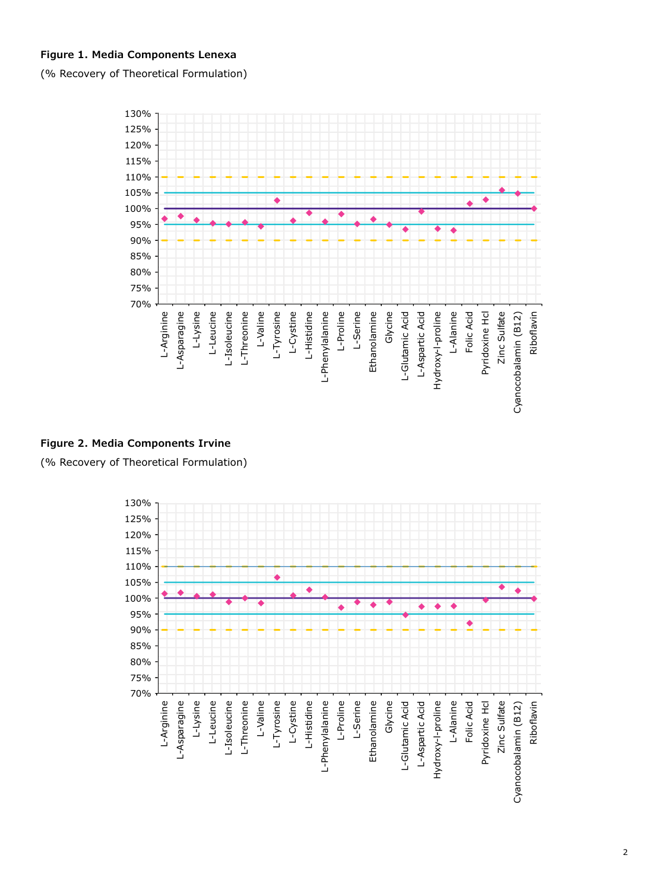**Figure 1. Media Components Lenexa**

(% Recovery of Theoretical Formulation)

**Figure 2. Media Components Irvine**

(% Recovery of Theoretical Formulation)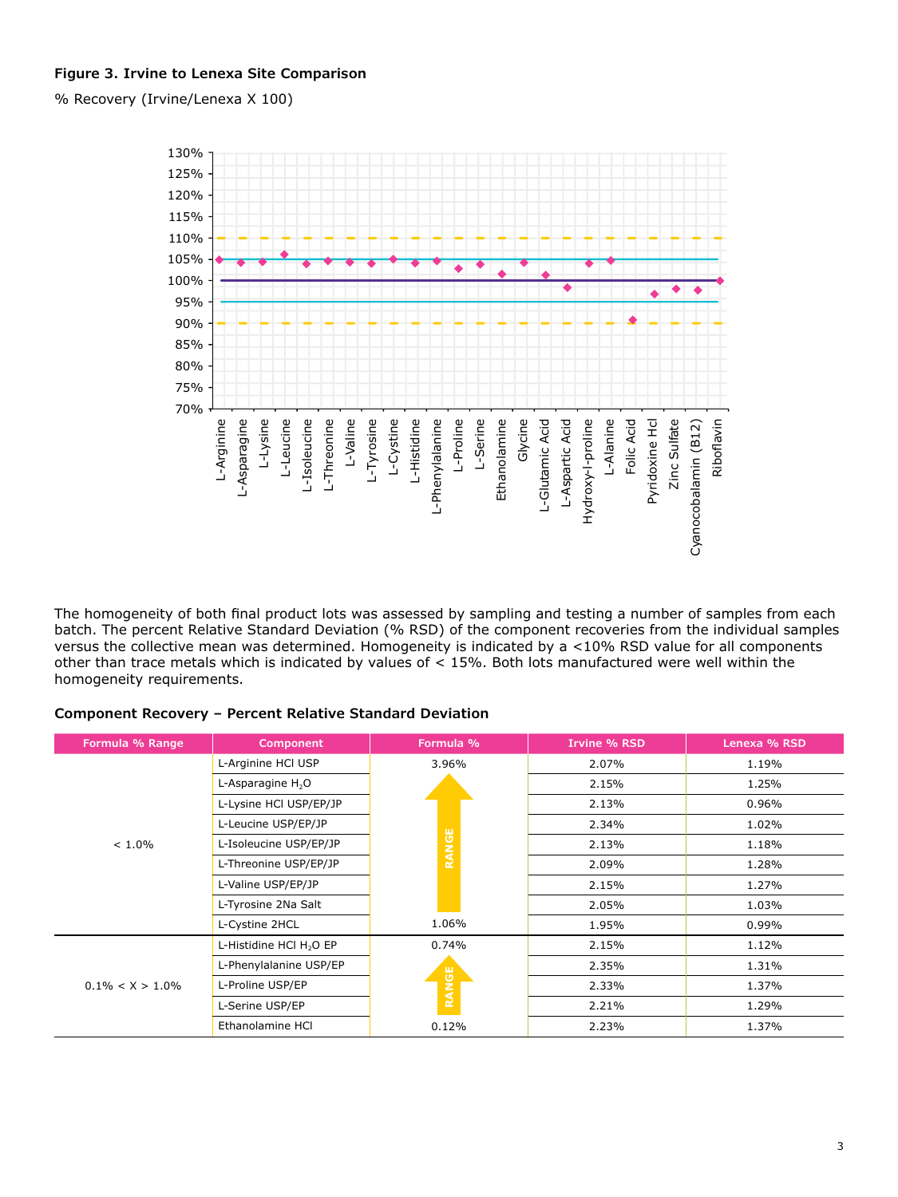**Figure 3. Irvine to Lenexa Site Comparison**

% Recovery (Irvine/Lenexa X 100)

The homogeneity of both final product lots was assessed by sampling and testing a number of samples from each batch. The percent Relative Standard Deviation (% RSD) of the component recoveries from the individual samples versus the collective mean was determined. Homogeneity is indicated by a <10% RSD value for all components other than trace metals which is indicated by values of < 15%. Both lots manufactured were well within the homogeneity requirements.

**Component Recovery – Percent Relative Standard Deviation**

| Formula % Range | Component | Formula % | Irvine % RSD | Lenexa % RSD |
|---|---|---|---|---|
| < 1.0% | L-Arginine HCl USP | 3.96% | 2.07% | 1.19% |
| | L-Asparagine $H_2O$ | RANGE | 2.15% | 1.25% |
| | L-Lysine HCl USP/EP/JP | | 2.13% | 0.96% |
| | L-Leucine USP/EP/JP | | 2.34% | 1.02% |
| | L-Isoleucine USP/EP/JP | | 2.13% | 1.18% |
| | L-Threonine USP/EP/JP | | 2.09% | 1.28% |
| | L-Valine USP/EP/JP | | 2.15% | 1.27% |
| | L-Tyrosine 2Na Salt | | 2.05% | 1.03% |
| | L-Cystine 2HCL | 1.06% | 1.95% | 0.99% |
| 0.1% < X > 1.0% | L-Histidine HCl $H_2O$ EP | 0.74% | 2.15% | 1.12% |
| | L-Phenylalanine USP/EP | RANGE | 2.35% | 1.31% |
| | L-Proline USP/EP | | 2.33% | 1.37% |
| | L-Serine USP/EP | | 2.21% | 1.29% |
| | Ethanolamine HCl | 0.12% | 2.23% | 1.37% |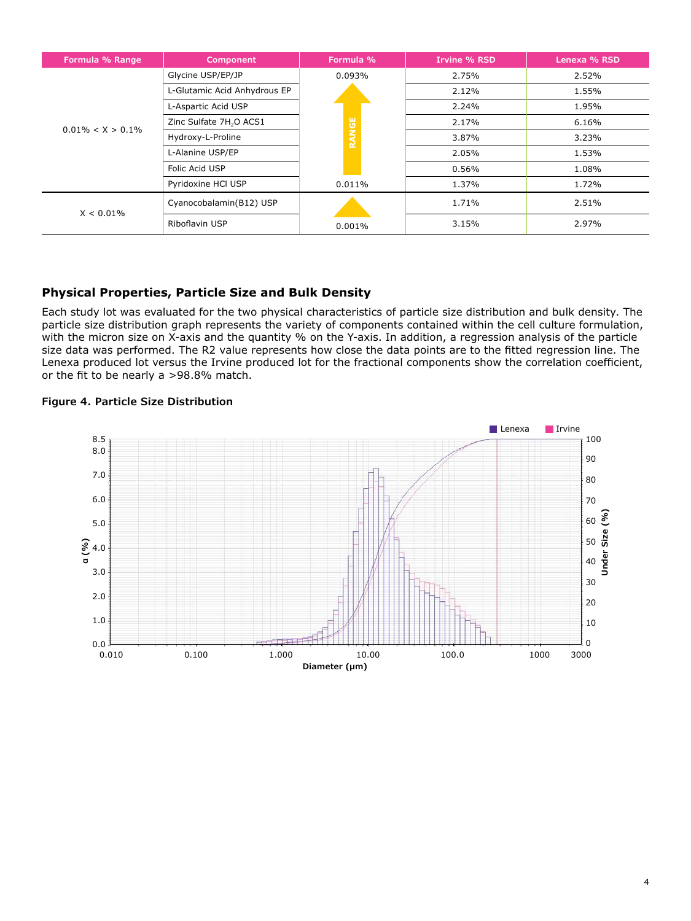| Formula % Range | Component | Formula % | Irvine % RSD | Lenexa % RSD |
|---|---|---|---|---|
| 0.01% < X > 0.1% | Glycine USP/EP/JP | 0.093% | 2.75% | 2.52% |
| | L-Glutamic Acid Anhydrous EP | RANGE | 2.12% | 1.55% |
| | L-Aspartic Acid USP | | 2.24% | 1.95% |
| | Zinc Sulfate $7H_2O$ ACS1 | | 2.17% | 6.16% |
| | Hydroxy-L-Proline | | 3.87% | 3.23% |
| | L-Alanine USP/EP | | 2.05% | 1.53% |
| | Folic Acid USP | | 0.56% | 1.08% |
| | Pyridoxine HCl USP | 0.011% | 1.37% | 1.72% |
| X < 0.01% | Cyanocobalamin(B12) USP | | 1.71% | 2.51% |
| | Riboflavin USP | 0.001% | 3.15% | 2.97% |

## Physical Properties, Particle Size and Bulk Density

Each study lot was evaluated for the two physical characteristics of particle size distribution and bulk density. The particle size distribution graph represents the variety of components contained within the cell culture formulation, with the micron size on X-axis and the quantity % on the Y-axis. In addition, a regression analysis of the particle size data was performed. The R2 value represents how close the data points are to the fitted regression line. The Lenexa produced lot versus the Irvine produced lot for the fractional components show the correlation coefficient, or the fit to be nearly a >98.8% match.

**Figure 4. Particle Size Distribution**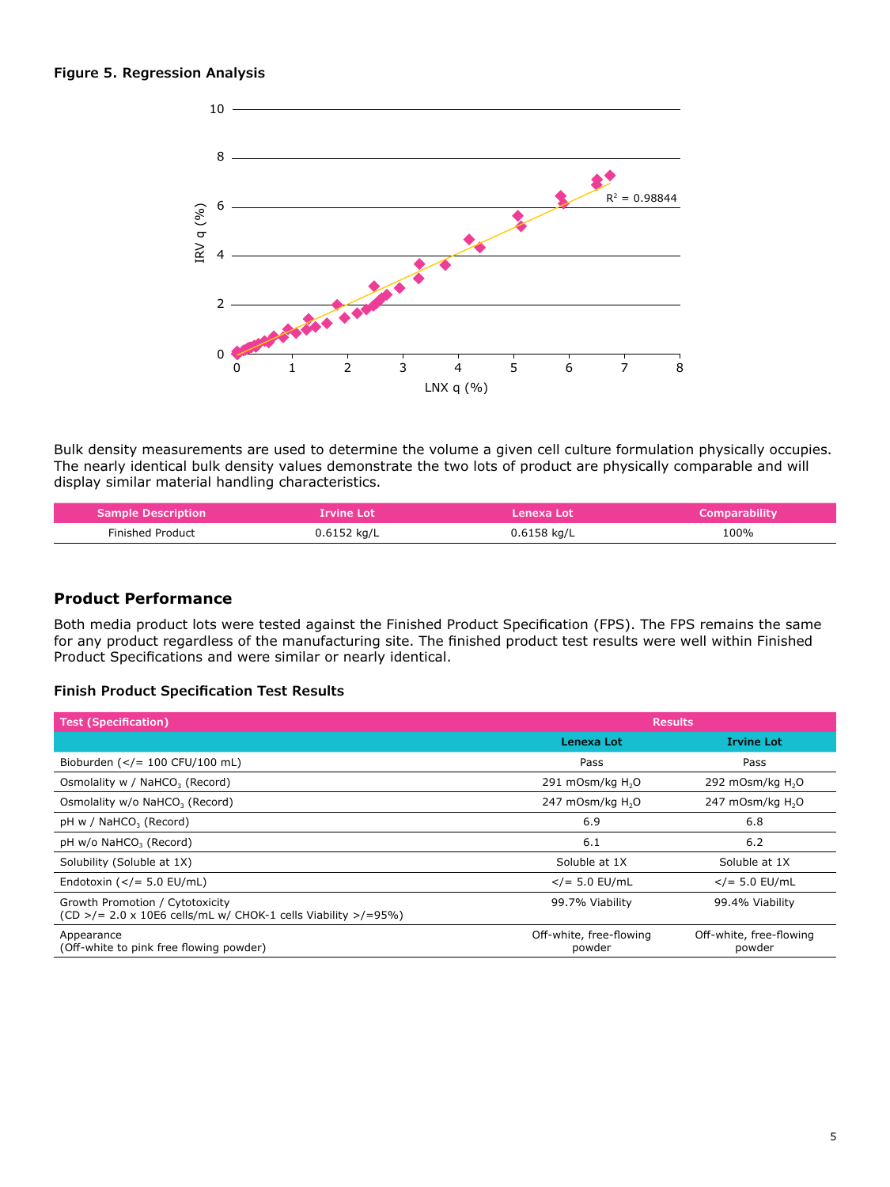#### Figure 5. Regression Analysis

Bulk density measurements are used to determine the volume a given cell culture formulation physically occupies. The nearly identical bulk density values demonstrate the two lots of product are physically comparable and will display similar material handling characteristics.

| Sample Description | Irvine Lot | Lenexa Lot | Comparability |
|---|---|---|---|
| Finished Product | 0.6152 kg/L | 0.6158 kg/L | 100% |

## Product Performance

Both media product lots were tested against the Finished Product Specification (FPS). The FPS remains the same for any product regardless of the manufacturing site. The finished product test results were well within Finished Product Specifications and were similar or nearly identical.

### Finish Product Specification Test Results

| Test (Specification) | Results | |
|---|---|---|
| | **Lenexa Lot** | **Irvine Lot** |
| Bioburden (</= 100 CFU/100 mL) | Pass | Pass |
| Osmolality w / $NaHCO_3$ (Record) | 291 mOsm/kg $H_2O$ | 292 mOsm/kg $H_2O$ |
| Osmolality w/o $NaHCO_3$ (Record) | 247 mOsm/kg $H_2O$ | 247 mOsm/kg $H_2O$ |
| pH w / $NaHCO_3$ (Record) | 6.9 | 6.8 |
| pH w/o $NaHCO_3$ (Record) | 6.1 | 6.2 |
| Solubility (Soluble at 1X) | Soluble at 1X | Soluble at 1X |
| Endotoxin (</= 5.0 EU/mL) | </= 5.0 EU/mL | </= 5.0 EU/mL |
| Growth Promotion / Cytotoxicity (CD >/= 2.0 x 10E6 cells/mL w/ CHOK-1 cells Viability >/=95%) | 99.7% Viability | 99.4% Viability |
| Appearance (Off-white to pink free flowing powder) | Off-white, free-flowing powder | Off-white, free-flowing powder |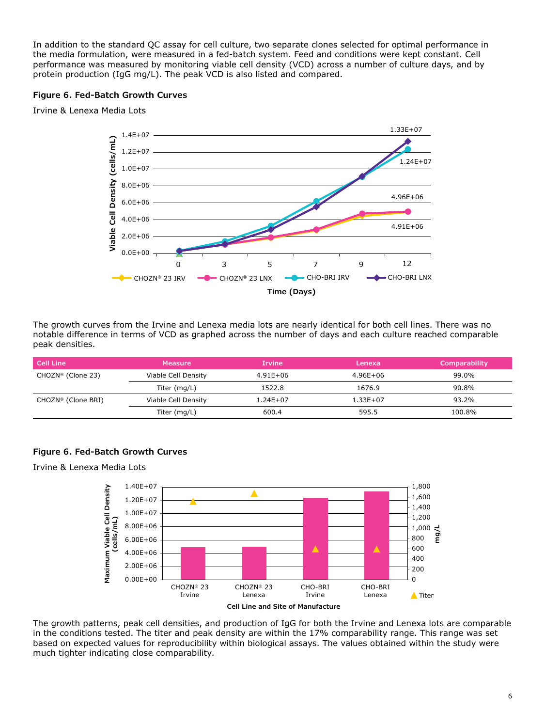In addition to the standard QC assay for cell culture, two separate clones selected for optimal performance in the media formulation, were measured in a fed-batch system. Feed and conditions were kept constant. Cell performance was measured by monitoring viable cell density (VCD) across a number of culture days, and by protein production (IgG mg/L). The peak VCD is also listed and compared.

**Figure 6. Fed-Batch Growth Curves**

Irvine & Lenexa Media Lots

The growth curves from the Irvine and Lenexa media lots are nearly identical for both cell lines. There was no notable difference in terms of VCD as graphed across the number of days and each culture reached comparable peak densities.

| Cell Line | Measure | Irvine | Lenexa | Comparability |
|---|---|---|---|---|
| CHOZN® (Clone 23) | Viable Cell Density | 4.91E+06 | 4.96E+06 | 99.0% |
| | Titer (mg/L) | 1522.8 | 1676.9 | 90.8% |
| CHOZN® (Clone BRI) | Viable Cell Density | 1.24E+07 | 1.33E+07 | 93.2% |
| | Titer (mg/L) | 600.4 | 595.5 | 100.8% |

**Figure 6. Fed-Batch Growth Curves**

Irvine & Lenexa Media Lots

The growth patterns, peak cell densities, and production of IgG for both the Irvine and Lenexa lots are comparable in the conditions tested. The titer and peak density are within the 17% comparability range. This range was set based on expected values for reproducibility within biological assays. The values obtained within the study were much tighter indicating close comparability.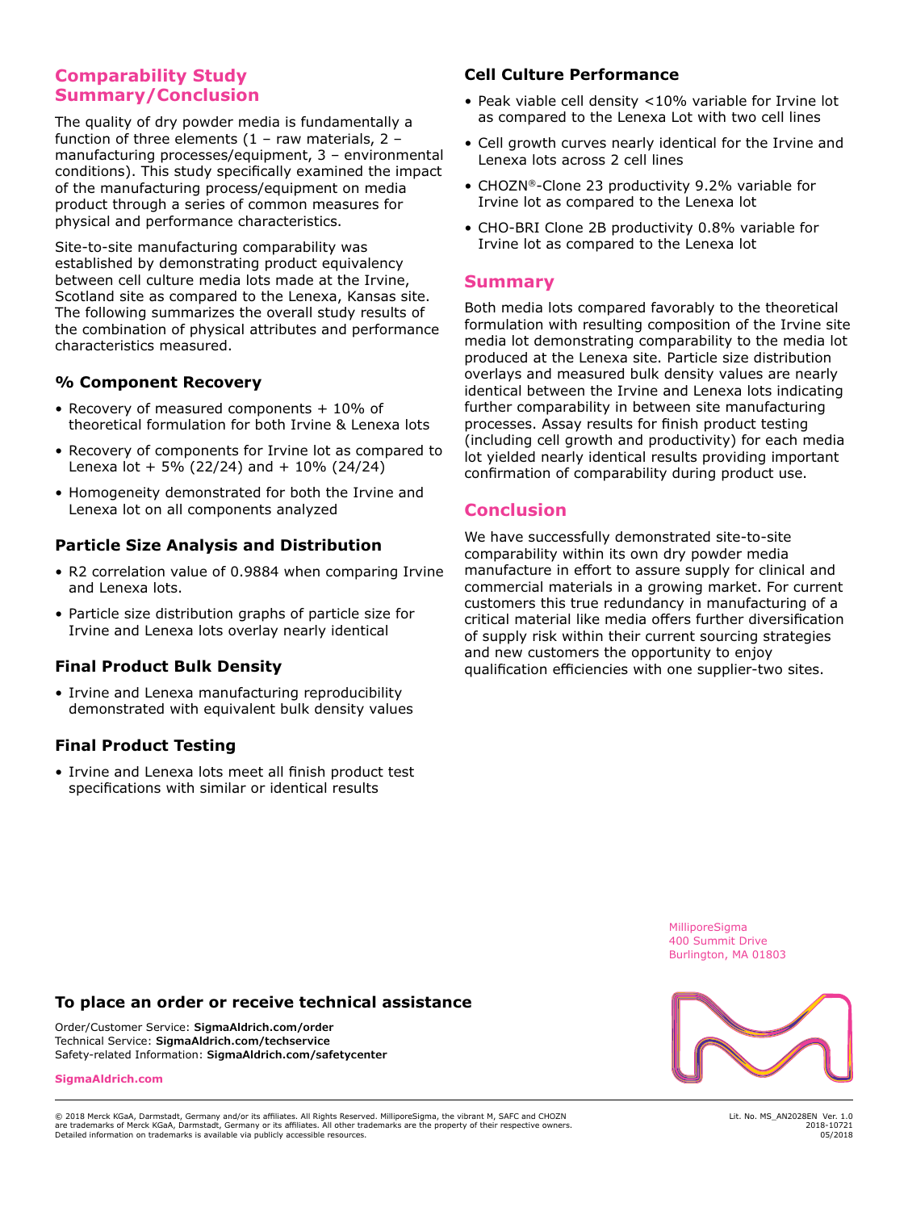## Comparability Study Summary/Conclusion

The quality of dry powder media is fundamentally a function of three elements (1 – raw materials, 2 – manufacturing processes/equipment, 3 – environmental conditions). This study specifically examined the impact of the manufacturing process/equipment on media product through a series of common measures for physical and performance characteristics.

Site-to-site manufacturing comparability was established by demonstrating product equivalency between cell culture media lots made at the Irvine, Scotland site as compared to the Lenexa, Kansas site. The following summarizes the overall study results of the combination of physical attributes and performance characteristics measured.

### % Component Recovery

- Recovery of measured components + 10% of theoretical formulation for both Irvine & Lenexa lots
- Recovery of components for Irvine lot as compared to Lenexa lot + 5% (22/24) and + 10% (24/24)
- Homogeneity demonstrated for both the Irvine and Lenexa lot on all components analyzed

### Particle Size Analysis and Distribution

- R2 correlation value of 0.9884 when comparing Irvine and Lenexa lots.
- Particle size distribution graphs of particle size for Irvine and Lenexa lots overlay nearly identical

### Final Product Bulk Density

- Irvine and Lenexa manufacturing reproducibility demonstrated with equivalent bulk density values

### Final Product Testing

- Irvine and Lenexa lots meet all finish product test specifications with similar or identical results

### Cell Culture Performance

- Peak viable cell density <10% variable for Irvine lot as compared to the Lenexa Lot with two cell lines
- Cell growth curves nearly identical for the Irvine and Lenexa lots across 2 cell lines
- CHOZN®-Clone 23 productivity 9.2% variable for Irvine lot as compared to the Lenexa lot
- CHO-BRI Clone 2B productivity 0.8% variable for Irvine lot as compared to the Lenexa lot

## Summary

Both media lots compared favorably to the theoretical formulation with resulting composition of the Irvine site media lot demonstrating comparability to the media lot produced at the Lenexa site. Particle size distribution overlays and measured bulk density values are nearly identical between the Irvine and Lenexa lots indicating further comparability in between site manufacturing processes. Assay results for finish product testing (including cell growth and productivity) for each media lot yielded nearly identical results providing important confirmation of comparability during product use.

## Conclusion

We have successfully demonstrated site-to-site comparability within its own dry powder media manufacture in effort to assure supply for clinical and commercial materials in a growing market. For current customers this true redundancy in manufacturing of a critical material like media offers further diversification of supply risk within their current sourcing strategies and new customers the opportunity to enjoy qualification efficiencies with one supplier-two sites.

MilliporeSigma
400 Summit Drive
Burlington, MA 01803

### To place an order or receive technical assistance

Order/Customer Service: **SigmaAldrich.com/order**
Technical Service: **SigmaAldrich.com/techservice**
Safety-related Information: **SigmaAldrich.com/safetycenter**

**SigmaAldrich.com**

© 2018 Merck KGaA, Darmstadt, Germany and/or its affiliates. All Rights Reserved. MilliporeSigma, the vibrant M, SAFC and CHOZN are trademarks of Merck KGaA, Darmstadt, Germany or its affiliates. All other trademarks are the property of their respective owners. Detailed information on trademarks is available via publicly accessible resources.

Lit. No. MS_AN2028EN Ver. 1.0
2018-10721
05/2018